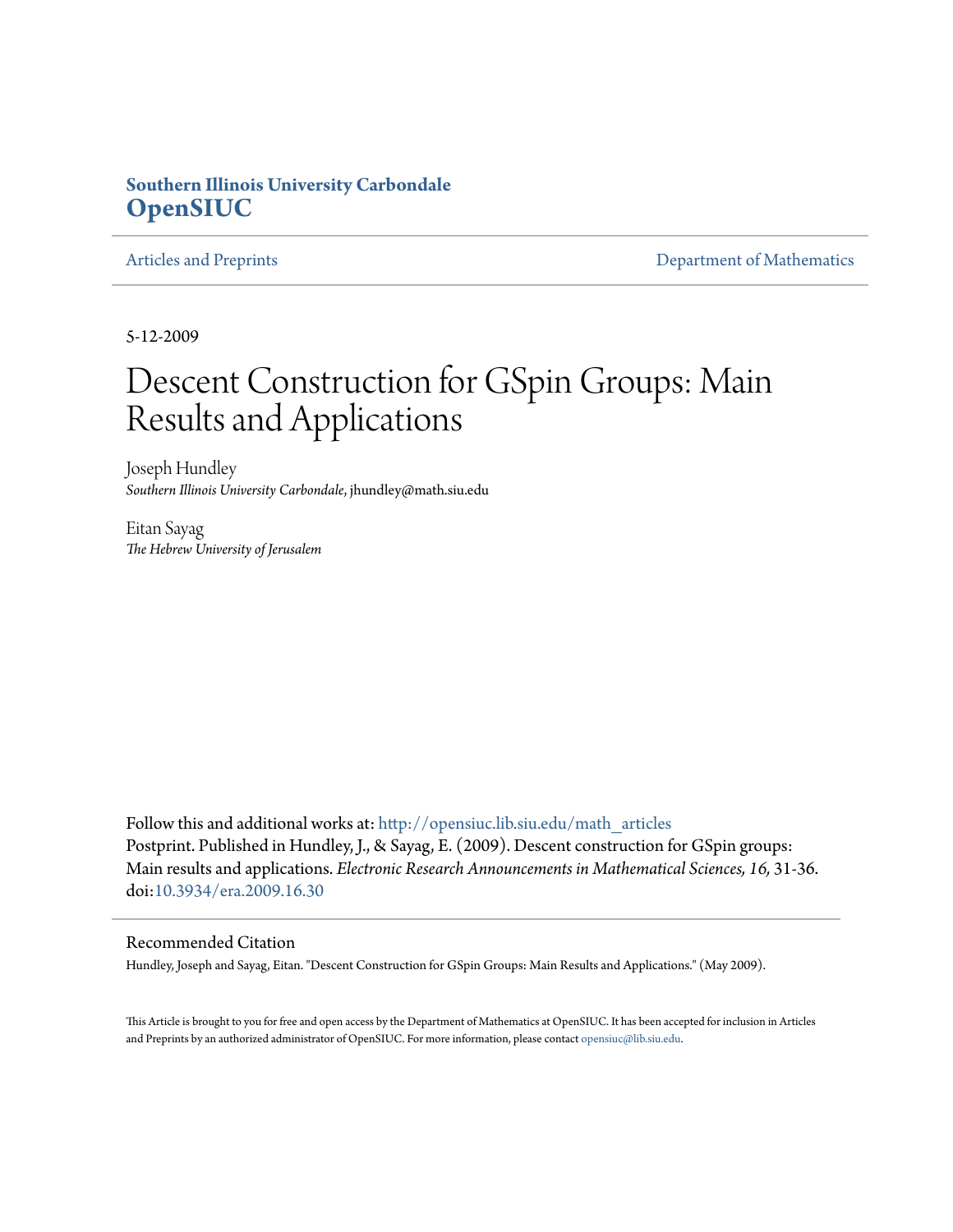**Southern Illinois University Carbondale**
**OpenSIUC**

Articles and Preprints | Department of Mathematics

5-12-2009

# Descent Construction for GSpin Groups: Main Results and Applications

Joseph Hundley
*Southern Illinois University Carbondale*, jhundley@math.siu.edu

Eitan Sayag
*The Hebrew University of Jerusalem*

Follow this and additional works at: http://opensiuc.lib.siu.edu/math_articles
Postprint. Published in Hundley, J., & Sayag, E. (2009). Descent construction for GSpin groups: Main results and applications. *Electronic Research Announcements in Mathematical Sciences, 16,* 31-36. doi:10.3934/era.2009.16.30

## Recommended Citation

Hundley, Joseph and Sayag, Eitan. "Descent Construction for GSpin Groups: Main Results and Applications." (May 2009).

This Article is brought to you for free and open access by the Department of Mathematics at OpenSIUC. It has been accepted for inclusion in Articles and Preprints by an authorized administrator of OpenSIUC. For more information, please contact opensiuc@lib.siu.edu.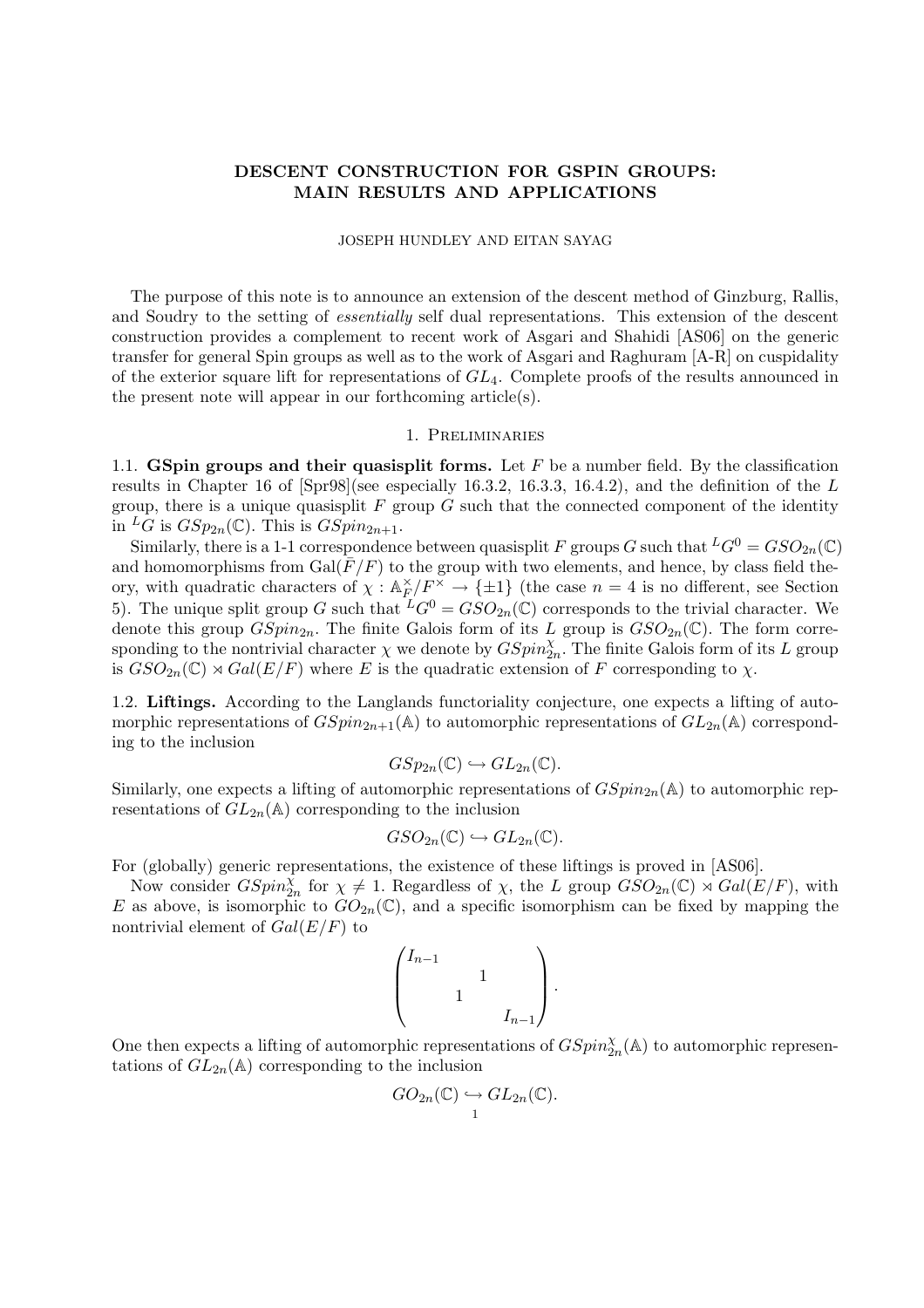**DESCENT CONSTRUCTION FOR GSPIN GROUPS: MAIN RESULTS AND APPLICATIONS**

JOSEPH HUNDLEY AND EITAN SAYAG

The purpose of this note is to announce an extension of the descent method of Ginzburg, Rallis, and Soudry to the setting of *essentially* self dual representations. This extension of the descent construction provides a complement to recent work of Asgari and Shahidi [AS06] on the generic transfer for general Spin groups as well as to the work of Asgari and Raghuram [A-R] on cuspidality of the exterior square lift for representations of $GL_4$. Complete proofs of the results announced in the present note will appear in our forthcoming article(s).

## 1. Preliminaries

**1.1. GSpin groups and their quasisplit forms.** Let $F$ be a number field. By the classification results in Chapter 16 of [Spr98](see especially 16.3.2, 16.3.3, 16.4.2), and the definition of the $L$ group, there is a unique quasisplit $F$ group $G$ such that the connected component of the identity in ${}^LG$ is $GSp_{2n}(\mathbb{C})$. This is $GSpin_{2n+1}$.

Similarly, there is a 1-1 correspondence between quasisplit $F$ groups $G$ such that ${}^LG^0 = GSO_{2n}(\mathbb{C})$ and homomorphisms from $\mathrm{Gal}(\bar{F}/F)$ to the group with two elements, and hence, by class field theory, with quadratic characters of $\chi : \mathbb{A}_F^\times/F^\times \to \{\pm 1\}$ (the case $n = 4$ is no different, see Section 5). The unique split group $G$ such that ${}^LG^0 = GSO_{2n}(\mathbb{C})$ corresponds to the trivial character. We denote this group $GSpin_{2n}$. The finite Galois form of its $L$ group is $GSO_{2n}(\mathbb{C})$. The form corresponding to the nontrivial character $\chi$ we denote by $GSpin_{2n}^\chi$. The finite Galois form of its $L$ group is $GSO_{2n}(\mathbb{C}) \rtimes Gal(E/F)$ where $E$ is the quadratic extension of $F$ corresponding to $\chi$.

**1.2. Liftings.** According to the Langlands functoriality conjecture, one expects a lifting of automorphic representations of $GSpin_{2n+1}(\mathbb{A})$ to automorphic representations of $GL_{2n}(\mathbb{A})$ corresponding to the inclusion

$$GSp_{2n}(\mathbb{C}) \hookrightarrow GL_{2n}(\mathbb{C}).$$

Similarly, one expects a lifting of automorphic representations of $GSpin_{2n}(\mathbb{A})$ to automorphic representations of $GL_{2n}(\mathbb{A})$ corresponding to the inclusion

$$GSO_{2n}(\mathbb{C}) \hookrightarrow GL_{2n}(\mathbb{C}).$$

For (globally) generic representations, the existence of these liftings is proved in [AS06].

Now consider $GSpin_{2n}^\chi$ for $\chi \neq 1$. Regardless of $\chi$, the $L$ group $GSO_{2n}(\mathbb{C}) \rtimes Gal(E/F)$, with $E$ as above, is isomorphic to $GO_{2n}(\mathbb{C})$, and a specific isomorphism can be fixed by mapping the nontrivial element of $Gal(E/F)$ to

$$\begin{pmatrix} I_{n-1} & & & \\ & & 1 & \\ & 1 & & \\ & & & I_{n-1} \end{pmatrix}.$$

One then expects a lifting of automorphic representations of $GSpin_{2n}^\chi(\mathbb{A})$ to automorphic representations of $GL_{2n}(\mathbb{A})$ corresponding to the inclusion

$$GO_{2n}(\mathbb{C}) \hookrightarrow GL_{2n}(\mathbb{C}).$$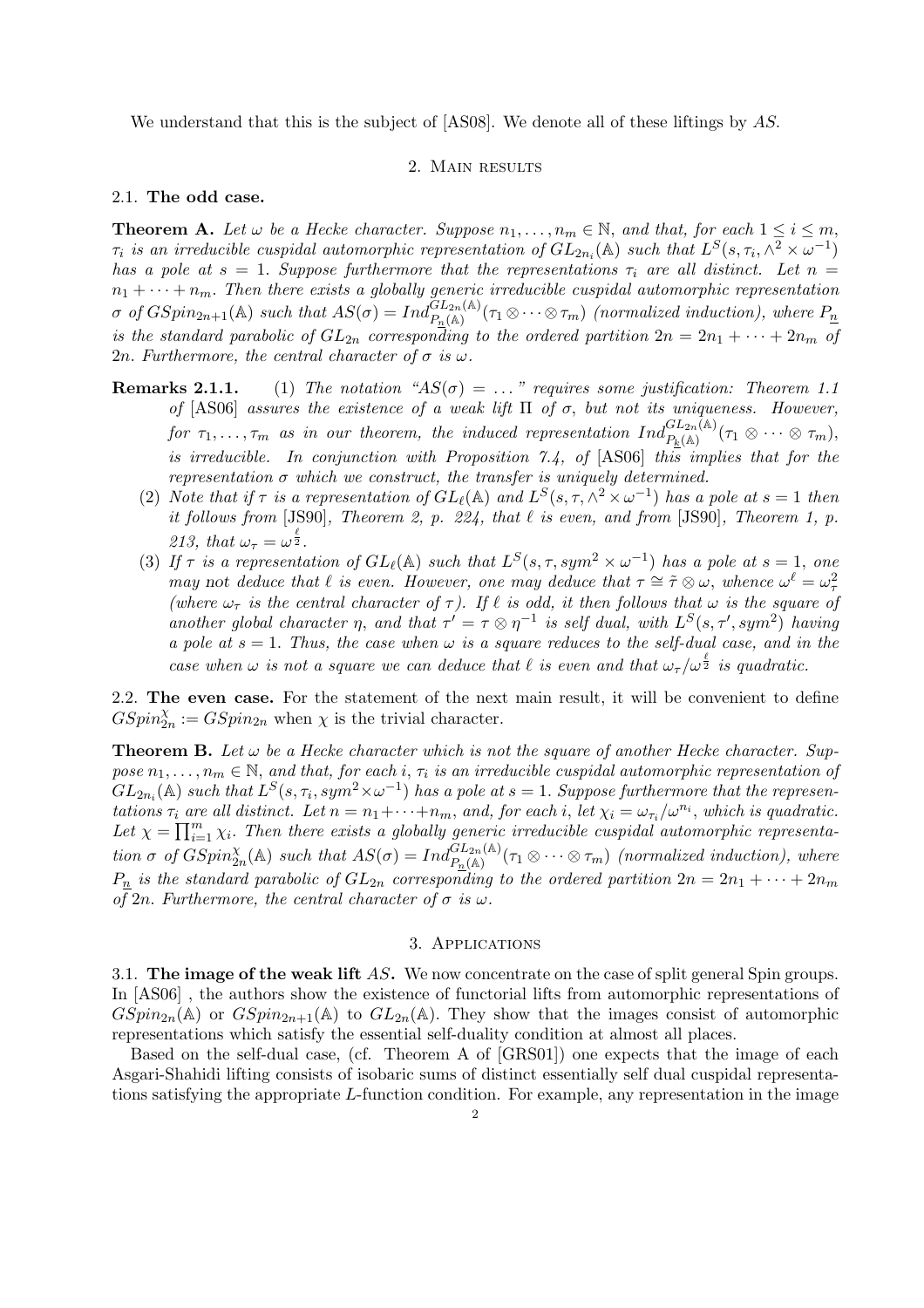We understand that this is the subject of [AS08]. We denote all of these liftings by $AS$.

## 2. Main results

### 2.1. The odd case.

**Theorem A.** *Let $\omega$ be a Hecke character. Suppose $n_1, \dots, n_m \in \mathbb{N}$, and that, for each $1 \le i \le m$, $\tau_i$ is an irreducible cuspidal automorphic representation of $GL_{2n_i}(\mathbb{A})$ such that $L^S(s, \tau_i, \wedge^2 \times \omega^{-1})$ has a pole at $s = 1$. Suppose furthermore that the representations $\tau_i$ are all distinct. Let $n = n_1 + \cdots + n_m$. Then there exists a globally generic irreducible cuspidal automorphic representation $\sigma$ of $GSpin_{2n+1}(\mathbb{A})$ such that $AS(\sigma) = Ind_{P_{\underline{n}}(\mathbb{A})}^{GL_{2n}(\mathbb{A})}(\tau_1 \otimes \cdots \otimes \tau_m)$ (normalized induction), where $P_{\underline{n}}$ is the standard parabolic of $GL_{2n}$ corresponding to the ordered partition $2n = 2n_1 + \cdots + 2n_m$ of $2n$. Furthermore, the central character of $\sigma$ is $\omega$.*

**Remarks 2.1.1.**

1. *The notation "$AS(\sigma) = \dots$" requires some justification: Theorem 1.1 of [AS06] assures the existence of a weak lift $\Pi$ of $\sigma$, but not its uniqueness. However, for $\tau_1, \dots, \tau_m$ as in our theorem, the induced representation $Ind_{P_{\underline{k}}(\mathbb{A})}^{GL_{2n}(\mathbb{A})}(\tau_1 \otimes \cdots \otimes \tau_m)$, is irreducible. In conjunction with Proposition 7.4, of [AS06] this implies that for the representation $\sigma$ which we construct, the transfer is uniquely determined.*
2. *Note that if $\tau$ is a representation of $GL_\ell(\mathbb{A})$ and $L^S(s, \tau, \wedge^2 \times \omega^{-1})$ has a pole at $s = 1$ then it follows from [JS90], Theorem 2, p. 224, that $\ell$ is even, and from [JS90], Theorem 1, p. 213, that $\omega_\tau = \omega^{\frac{\ell}{2}}$.*
3. *If $\tau$ is a representation of $GL_\ell(\mathbb{A})$ such that $L^S(s, \tau, sym^2 \times \omega^{-1})$ has a pole at $s = 1$, one may* not *deduce that $\ell$ is even. However, one may deduce that $\tau \cong \tilde{\tau} \otimes \omega$, whence $\omega^\ell = \omega_\tau^2$ (where $\omega_\tau$ is the central character of $\tau$). If $\ell$ is odd, it then follows that $\omega$ is the square of another global character $\eta$, and that $\tau' = \tau \otimes \eta^{-1}$ is self dual, with $L^S(s, \tau', sym^2)$ having a pole at $s = 1$. Thus, the case when $\omega$ is a square reduces to the self-dual case, and in the case when $\omega$ is not a square we can deduce that $\ell$ is even and that $\omega_\tau / \omega^{\frac{\ell}{2}}$ is quadratic.*

### 2.2. The even case.

For the statement of the next main result, it will be convenient to define $GSpin_{2n}^\chi := GSpin_{2n}$ when $\chi$ is the trivial character.

**Theorem B.** *Let $\omega$ be a Hecke character which is not the square of another Hecke character. Suppose $n_1, \dots, n_m \in \mathbb{N}$, and that, for each $i$, $\tau_i$ is an irreducible cuspidal automorphic representation of $GL_{2n_i}(\mathbb{A})$ such that $L^S(s, \tau_i, sym^2 \times \omega^{-1})$ has a pole at $s = 1$. Suppose furthermore that the representations $\tau_i$ are all distinct. Let $n = n_1 + \cdots + n_m$, and, for each $i$, let $\chi_i = \omega_{\tau_i}/\omega^{n_i}$, which is quadratic. Let $\chi = \prod_{i=1}^m \chi_i$. Then there exists a globally generic irreducible cuspidal automorphic representation $\sigma$ of $GSpin_{2n}^\chi(\mathbb{A})$ such that $AS(\sigma) = Ind_{P_{\underline{n}}(\mathbb{A})}^{GL_{2n}(\mathbb{A})}(\tau_1 \otimes \cdots \otimes \tau_m)$ (normalized induction), where $P_{\underline{n}}$ is the standard parabolic of $GL_{2n}$ corresponding to the ordered partition $2n = 2n_1 + \cdots + 2n_m$ of $2n$. Furthermore, the central character of $\sigma$ is $\omega$.*

## 3. Applications

### 3.1. The image of the weak lift $AS$.

We now concentrate on the case of split general Spin groups. In [AS06] , the authors show the existence of functorial lifts from automorphic representations of $GSpin_{2n}(\mathbb{A})$ or $GSpin_{2n+1}(\mathbb{A})$ to $GL_{2n}(\mathbb{A})$. They show that the images consist of automorphic representations which satisfy the essential self-duality condition at almost all places.

Based on the self-dual case, (cf. Theorem A of [GRS01]) one expects that the image of each Asgari-Shahidi lifting consists of isobaric sums of distinct essentially self dual cuspidal representations satisfying the appropriate $L$-function condition. For example, any representation in the image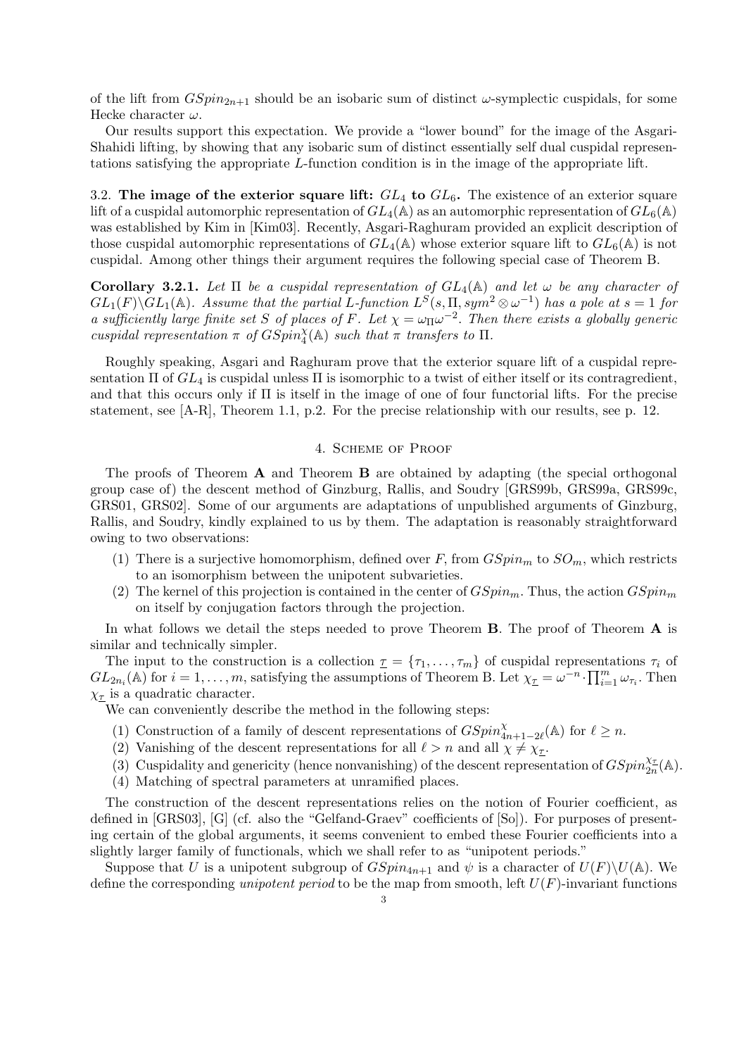of the lift from $GSpin_{2n+1}$ should be an isobaric sum of distinct $\omega$-symplectic cuspidals, for some Hecke character $\omega$.

Our results support this expectation. We provide a "lower bound" for the image of the Asgari-Shahidi lifting, by showing that any isobaric sum of distinct essentially self dual cuspidal representations satisfying the appropriate $L$-function condition is in the image of the appropriate lift.

### 3.2. The image of the exterior square lift: $GL_4$ to $GL_6$.

The existence of an exterior square lift of a cuspidal automorphic representation of $GL_4(\mathbb{A})$ as an automorphic representation of $GL_6(\mathbb{A})$ was established by Kim in [Kim03]. Recently, Asgari-Raghuram provided an explicit description of those cuspidal automorphic representations of $GL_4(\mathbb{A})$ whose exterior square lift to $GL_6(\mathbb{A})$ is not cuspidal. Among other things their argument requires the following special case of Theorem B.

**Corollary 3.2.1.** *Let $\Pi$ be a cuspidal representation of $GL_4(\mathbb{A})$ and let $\omega$ be any character of $GL_1(F)\backslash GL_1(\mathbb{A})$. Assume that the partial L-function $L^S(s, \Pi, sym^2 \otimes \omega^{-1})$ has a pole at $s = 1$ for a sufficiently large finite set $S$ of places of $F$. Let $\chi = \omega_\Pi \omega^{-2}$. Then there exists a globally generic cuspidal representation $\pi$ of $GSpin_4^\chi(\mathbb{A})$ such that $\pi$ transfers to $\Pi$.*

Roughly speaking, Asgari and Raghuram prove that the exterior square lift of a cuspidal representation $\Pi$ of $GL_4$ is cuspidal unless $\Pi$ is isomorphic to a twist of either itself or its contragredient, and that this occurs only if $\Pi$ is itself in the image of one of four functorial lifts. For the precise statement, see [A-R], Theorem 1.1, p.2. For the precise relationship with our results, see p. 12.

## 4. Scheme of Proof

The proofs of Theorem **A** and Theorem **B** are obtained by adapting (the special orthogonal group case of) the descent method of Ginzburg, Rallis, and Soudry [GRS99b, GRS99a, GRS99c, GRS01, GRS02]. Some of our arguments are adaptations of unpublished arguments of Ginzburg, Rallis, and Soudry, kindly explained to us by them. The adaptation is reasonably straightforward owing to two observations:

1. There is a surjective homomorphism, defined over $F$, from $GSpin_m$ to $SO_m$, which restricts to an isomorphism between the unipotent subvarieties.
2. The kernel of this projection is contained in the center of $GSpin_m$. Thus, the action $GSpin_m$ on itself by conjugation factors through the projection.

In what follows we detail the steps needed to prove Theorem **B**. The proof of Theorem **A** is similar and technically simpler.

The input to the construction is a collection $\underline{\tau} = \{\tau_1, \ldots, \tau_m\}$ of cuspidal representations $\tau_i$ of $GL_{2n_i}(\mathbb{A})$ for $i = 1, \ldots, m$, satisfying the assumptions of Theorem B. Let $\chi_{\underline{\tau}} = \omega^{-n} \cdot \prod_{i=1}^m \omega_{\tau_i}$. Then $\chi_{\underline{\tau}}$ is a quadratic character.

We can conveniently describe the method in the following steps:

1. Construction of a family of descent representations of $GSpin^\chi_{4n+1-2\ell}(\mathbb{A})$ for $\ell \geq n$.
2. Vanishing of the descent representations for all $\ell > n$ and all $\chi \neq \chi_{\underline{\tau}}$.
3. Cuspidality and genericity (hence nonvanishing) of the descent representation of $GSpin^{\chi_{\underline{\tau}}}_{2n}(\mathbb{A})$.
4. Matching of spectral parameters at unramified places.

The construction of the descent representations relies on the notion of Fourier coefficient, as defined in [GRS03], [G] (cf. also the "Gelfand-Graev" coefficients of [So]). For purposes of presenting certain of the global arguments, it seems convenient to embed these Fourier coefficients into a slightly larger family of functionals, which we shall refer to as "unipotent periods."

Suppose that $U$ is a unipotent subgroup of $GSpin_{4n+1}$ and $\psi$ is a character of $U(F)\backslash U(\mathbb{A})$. We define the corresponding *unipotent period* to be the map from smooth, left $U(F)$-invariant functions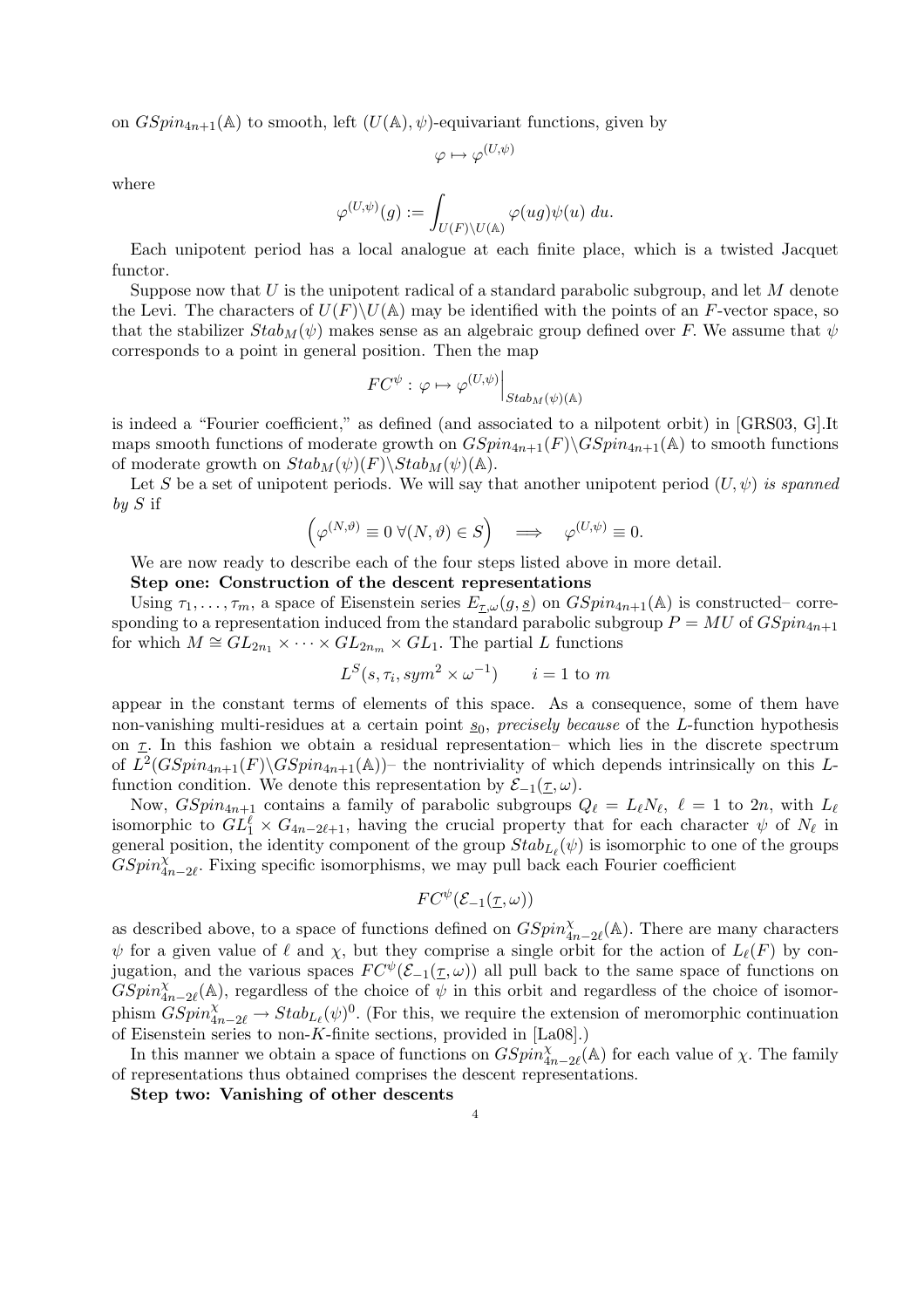on $GSpin_{4n+1}(\mathbb{A})$ to smooth, left $(U(\mathbb{A}), \psi)$-equivariant functions, given by

$$\varphi \mapsto \varphi^{(U,\psi)}$$

where

$$\varphi^{(U,\psi)}(g) := \int_{U(F)\backslash U(\mathbb{A})} \varphi(ug)\psi(u)\, du.$$

Each unipotent period has a local analogue at each finite place, which is a twisted Jacquet functor.

Suppose now that $U$ is the unipotent radical of a standard parabolic subgroup, and let $M$ denote the Levi. The characters of $U(F)\backslash U(\mathbb{A})$ may be identified with the points of an $F$-vector space, so that the stabilizer $Stab_M(\psi)$ makes sense as an algebraic group defined over $F$. We assume that $\psi$ corresponds to a point in general position. Then the map

$$FC^{\psi} : \varphi \mapsto \varphi^{(U,\psi)}\Big|_{Stab_M(\psi)(\mathbb{A})}$$

is indeed a "Fourier coefficient," as defined (and associated to a nilpotent orbit) in [GRS03, G].It maps smooth functions of moderate growth on $GSpin_{4n+1}(F)\backslash GSpin_{4n+1}(\mathbb{A})$ to smooth functions of moderate growth on $Stab_M(\psi)(F)\backslash Stab_M(\psi)(\mathbb{A})$.

Let $S$ be a set of unipotent periods. We will say that another unipotent period $(U, \psi)$ *is spanned by* $S$ if

$$\left(\varphi^{(N,\vartheta)} \equiv 0 \ \forall (N, \vartheta) \in S\right) \quad \Longrightarrow \quad \varphi^{(U,\psi)} \equiv 0.$$

We are now ready to describe each of the four steps listed above in more detail.

**Step one: Construction of the descent representations**

Using $\tau_1, \ldots, \tau_m$, a space of Eisenstein series $E_{\underline{\tau},\omega}(g, \underline{s})$ on $GSpin_{4n+1}(\mathbb{A})$ is constructed– corresponding to a representation induced from the standard parabolic subgroup $P = MU$ of $GSpin_{4n+1}$ for which $M \cong GL_{2n_1} \times \cdots \times GL_{2n_m} \times GL_1$. The partial $L$ functions

$$L^S(s, \tau_i, sym^2 \times \omega^{-1}) \qquad i = 1 \text{ to } m$$

appear in the constant terms of elements of this space. As a consequence, some of them have non-vanishing multi-residues at a certain point $\underline{s}_0$, *precisely because* of the $L$-function hypothesis on $\underline{\tau}$. In this fashion we obtain a residual representation– which lies in the discrete spectrum of $L^2(GSpin_{4n+1}(F)\backslash GSpin_{4n+1}(\mathbb{A}))$– the nontriviality of which depends intrinsically on this $L$-function condition. We denote this representation by $\mathcal{E}_{-1}(\underline{\tau}, \omega)$.

Now, $GSpin_{4n+1}$ contains a family of parabolic subgroups $Q_\ell = L_\ell N_\ell$, $\ell = 1$ to $2n$, with $L_\ell$ isomorphic to $GL_1^\ell \times G_{4n-2\ell+1}$, having the crucial property that for each character $\psi$ of $N_\ell$ in general position, the identity component of the group $Stab_{L_\ell}(\psi)$ is isomorphic to one of the groups $GSpin^\chi_{4n-2\ell}$. Fixing specific isomorphisms, we may pull back each Fourier coefficient

$$FC^{\psi}(\mathcal{E}_{-1}(\underline{\tau}, \omega))$$

as described above, to a space of functions defined on $GSpin^\chi_{4n-2\ell}(\mathbb{A})$. There are many characters $\psi$ for a given value of $\ell$ and $\chi$, but they comprise a single orbit for the action of $L_\ell(F)$ by conjugation, and the various spaces $FC^{\psi}(\mathcal{E}_{-1}(\underline{\tau}, \omega))$ all pull back to the same space of functions on $GSpin^\chi_{4n-2\ell}(\mathbb{A})$, regardless of the choice of $\psi$ in this orbit and regardless of the choice of isomorphism $GSpin^\chi_{4n-2\ell} \to Stab_{L_\ell}(\psi)^0$. (For this, we require the extension of meromorphic continuation of Eisenstein series to non-$K$-finite sections, provided in [La08].)

In this manner we obtain a space of functions on $GSpin^\chi_{4n-2\ell}(\mathbb{A})$ for each value of $\chi$. The family of representations thus obtained comprises the descent representations.

**Step two: Vanishing of other descents**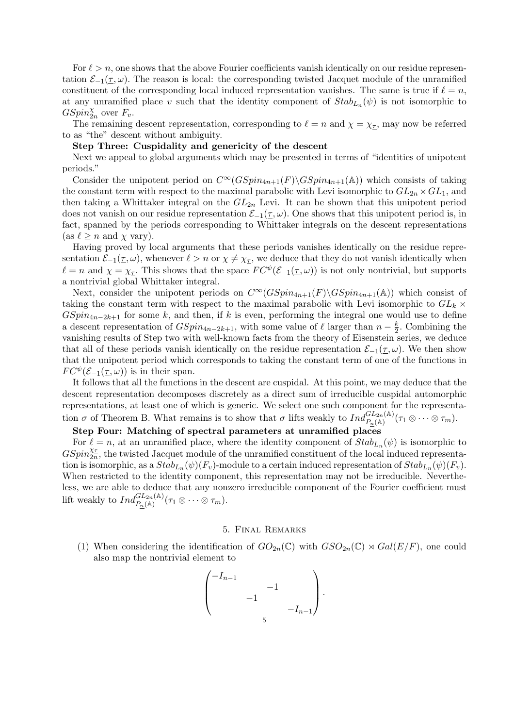For $\ell > n$, one shows that the above Fourier coefficients vanish identically on our residue representation $\mathcal{E}_{-1}(\underline{\tau}, \omega)$. The reason is local: the corresponding twisted Jacquet module of the unramified constituent of the corresponding local induced representation vanishes. The same is true if $\ell = n$, at any unramified place $v$ such that the identity component of $Stab_{L_n}(\psi)$ is not isomorphic to $GSpin_{2n}^{\chi}$ over $F_v$.

The remaining descent representation, corresponding to $\ell = n$ and $\chi = \chi_{\underline{\tau}}$, may now be referred to as "the" descent without ambiguity.

**Step Three: Cuspidality and genericity of the descent**

Next we appeal to global arguments which may be presented in terms of "identities of unipotent periods."

Consider the unipotent period on $C^\infty(GSpin_{4n+1}(F)\backslash GSpin_{4n+1}(\mathbb{A}))$ which consists of taking the constant term with respect to the maximal parabolic with Levi isomorphic to $GL_{2n} \times GL_1$, and then taking a Whittaker integral on the $GL_{2n}$ Levi. It can be shown that this unipotent period does not vanish on our residue representation $\mathcal{E}_{-1}(\underline{\tau}, \omega)$. One shows that this unipotent period is, in fact, spanned by the periods corresponding to Whittaker integrals on the descent representations (as $\ell \geq n$ and $\chi$ vary).

Having proved by local arguments that these periods vanishes identically on the residue representation $\mathcal{E}_{-1}(\underline{\tau}, \omega)$, whenever $\ell > n$ or $\chi \neq \chi_{\underline{\tau}}$, we deduce that they do not vanish identically when $\ell = n$ and $\chi = \chi_{\underline{\tau}}$. This shows that the space $FC^\psi(\mathcal{E}_{-1}(\underline{\tau}, \omega))$ is not only nontrivial, but supports a nontrivial global Whittaker integral.

Next, consider the unipotent periods on $C^\infty(GSpin_{4n+1}(F)\backslash GSpin_{4n+1}(\mathbb{A}))$ which consist of taking the constant term with respect to the maximal parabolic with Levi isomorphic to $GL_k \times GSpin_{4n-2k+1}$ for some $k$, and then, if $k$ is even, performing the integral one would use to define a descent representation of $GSpin_{4n-2k+1}$, with some value of $\ell$ larger than $n - \frac{k}{2}$. Combining the vanishing results of Step two with well-known facts from the theory of Eisenstein series, we deduce that all of these periods vanish identically on the residue representation $\mathcal{E}_{-1}(\underline{\tau}, \omega)$. We then show that the unipotent period which corresponds to taking the constant term of one of the functions in $FC^\psi(\mathcal{E}_{-1}(\underline{\tau}, \omega))$ is in their span.

It follows that all the functions in the descent are cuspidal. At this point, we may deduce that the descent representation decomposes discretely as a direct sum of irreducible cuspidal automorphic representations, at least one of which is generic. We select one such component for the representation $\sigma$ of Theorem B. What remains is to show that $\sigma$ lifts weakly to $Ind_{P_{\underline{n}}(\mathbb{A})}^{GL_{2n}(\mathbb{A})}(\tau_1 \otimes \cdots \otimes \tau_m)$.

**Step Four: Matching of spectral parameters at unramified places**

For $\ell = n$, at an unramified place, where the identity component of $Stab_{L_n}(\psi)$ is isomorphic to $GSpin_{2n}^{\chi_{\underline{\tau}}}$, the twisted Jacquet module of the unramified constituent of the local induced representation is isomorphic, as a $Stab_{L_n}(\psi)(F_v)$-module to a certain induced representation of $Stab_{L_n}(\psi)(F_v)$. When restricted to the identity component, this representation may not be irreducible. Nevertheless, we are able to deduce that any nonzero irreducible component of the Fourier coefficient must lift weakly to $Ind_{P_{\underline{n}}(\mathbb{A})}^{GL_{2n}(\mathbb{A})}(\tau_1 \otimes \cdots \otimes \tau_m)$.

## 5. Final Remarks

(1) When considering the identification of $GO_{2n}(\mathbb{C})$ with $GSO_{2n}(\mathbb{C}) \rtimes Gal(E/F)$, one could also map the nontrivial element to

$$\begin{pmatrix} -I_{n-1} & & & \\ & & -1 & \\ & -1 & & \\ & & & -I_{n-1} \end{pmatrix}.$$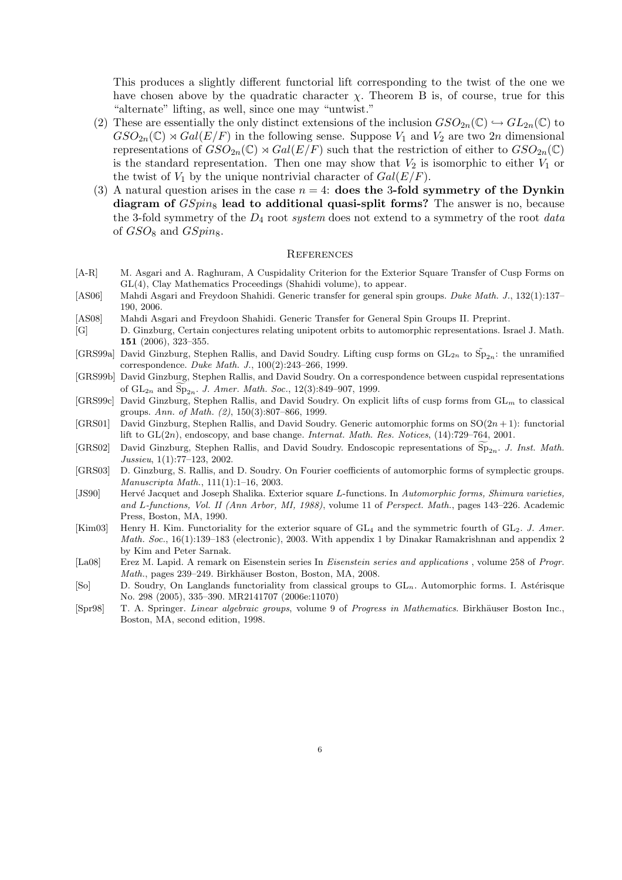This produces a slightly different functorial lift corresponding to the twist of the one we have chosen above by the quadratic character $\chi$. Theorem B is, of course, true for this "alternate" lifting, as well, since one may "untwist."

(2) These are essentially the only distinct extensions of the inclusion $GSO_{2n}(\mathbb{C}) \hookrightarrow GL_{2n}(\mathbb{C})$ to $GSO_{2n}(\mathbb{C}) \rtimes Gal(E/F)$ in the following sense. Suppose $V_1$ and $V_2$ are two $2n$ dimensional representations of $GSO_{2n}(\mathbb{C}) \rtimes Gal(E/F)$ such that the restriction of either to $GSO_{2n}(\mathbb{C})$ is the standard representation. Then one may show that $V_2$ is isomorphic to either $V_1$ or the twist of $V_1$ by the unique nontrivial character of $Gal(E/F)$.

(3) A natural question arises in the case $n = 4$: **does the 3-fold symmetry of the Dynkin diagram of $GSpin_8$ lead to additional quasi-split forms?** The answer is no, because the 3-fold symmetry of the $D_4$ root *system* does not extend to a symmetry of the root *data* of $GSO_8$ and $GSpin_8$.

## References

[A-R] M. Asgari and A. Raghuram, A Cuspidality Criterion for the Exterior Square Transfer of Cusp Forms on GL(4), Clay Mathematics Proceedings (Shahidi volume), to appear.

[AS06] Mahdi Asgari and Freydoon Shahidi. Generic transfer for general spin groups. *Duke Math. J.*, 132(1):137–190, 2006.

[AS08] Mahdi Asgari and Freydoon Shahidi. Generic Transfer for General Spin Groups II. Preprint.

[G] D. Ginzburg, Certain conjectures relating unipotent orbits to automorphic representations. Israel J. Math. **151** (2006), 323–355.

[GRS99a] David Ginzburg, Stephen Rallis, and David Soudry. Lifting cusp forms on $\mathrm{GL}_{2n}$ to $\tilde{\mathrm{Sp}}_{2n}$: the unramified correspondence. *Duke Math. J.*, 100(2):243–266, 1999.

[GRS99b] David Ginzburg, Stephen Rallis, and David Soudry. On a correspondence between cuspidal representations of $\mathrm{GL}_{2n}$ and $\widetilde{\mathrm{Sp}}_{2n}$. *J. Amer. Math. Soc.*, 12(3):849–907, 1999.

[GRS99c] David Ginzburg, Stephen Rallis, and David Soudry. On explicit lifts of cusp forms from $\mathrm{GL}_m$ to classical groups. *Ann. of Math. (2)*, 150(3):807–866, 1999.

[GRS01] David Ginzburg, Stephen Rallis, and David Soudry. Generic automorphic forms on $\mathrm{SO}(2n+1)$: functorial lift to $\mathrm{GL}(2n)$, endoscopy, and base change. *Internat. Math. Res. Notices*, (14):729–764, 2001.

[GRS02] David Ginzburg, Stephen Rallis, and David Soudry. Endoscopic representations of $\widetilde{\mathrm{Sp}}_{2n}$. *J. Inst. Math. Jussieu*, 1(1):77–123, 2002.

[GRS03] D. Ginzburg, S. Rallis, and D. Soudry. On Fourier coefficients of automorphic forms of symplectic groups. *Manuscripta Math.*, 111(1):1–16, 2003.

[JS90] Hervé Jacquet and Joseph Shalika. Exterior square $L$-functions. In *Automorphic forms, Shimura varieties, and L-functions, Vol. II (Ann Arbor, MI, 1988)*, volume 11 of *Perspect. Math.*, pages 143–226. Academic Press, Boston, MA, 1990.

[Kim03] Henry H. Kim. Functoriality for the exterior square of $\mathrm{GL}_4$ and the symmetric fourth of $\mathrm{GL}_2$. *J. Amer. Math. Soc.*, 16(1):139–183 (electronic), 2003. With appendix 1 by Dinakar Ramakrishnan and appendix 2 by Kim and Peter Sarnak.

[La08] Erez M. Lapid. A remark on Eisenstein series In *Eisenstein series and applications* , volume 258 of *Progr. Math.*, pages 239–249. Birkhäuser Boston, Boston, MA, 2008.

[So] D. Soudry, On Langlands functoriality from classical groups to $\mathrm{GL}_n$. Automorphic forms. I. Astérisque No. 298 (2005), 335–390. MR2141707 (2006e:11070)

[Spr98] T. A. Springer. *Linear algebraic groups*, volume 9 of *Progress in Mathematics*. Birkhäuser Boston Inc., Boston, MA, second edition, 1998.